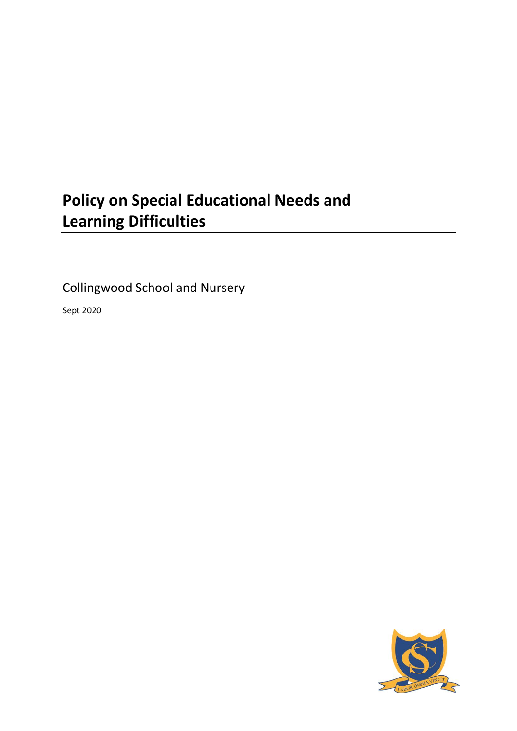# Policy on Special Educational Needs and Learning Difficulties

Collingwood School and Nursery

Sept 2020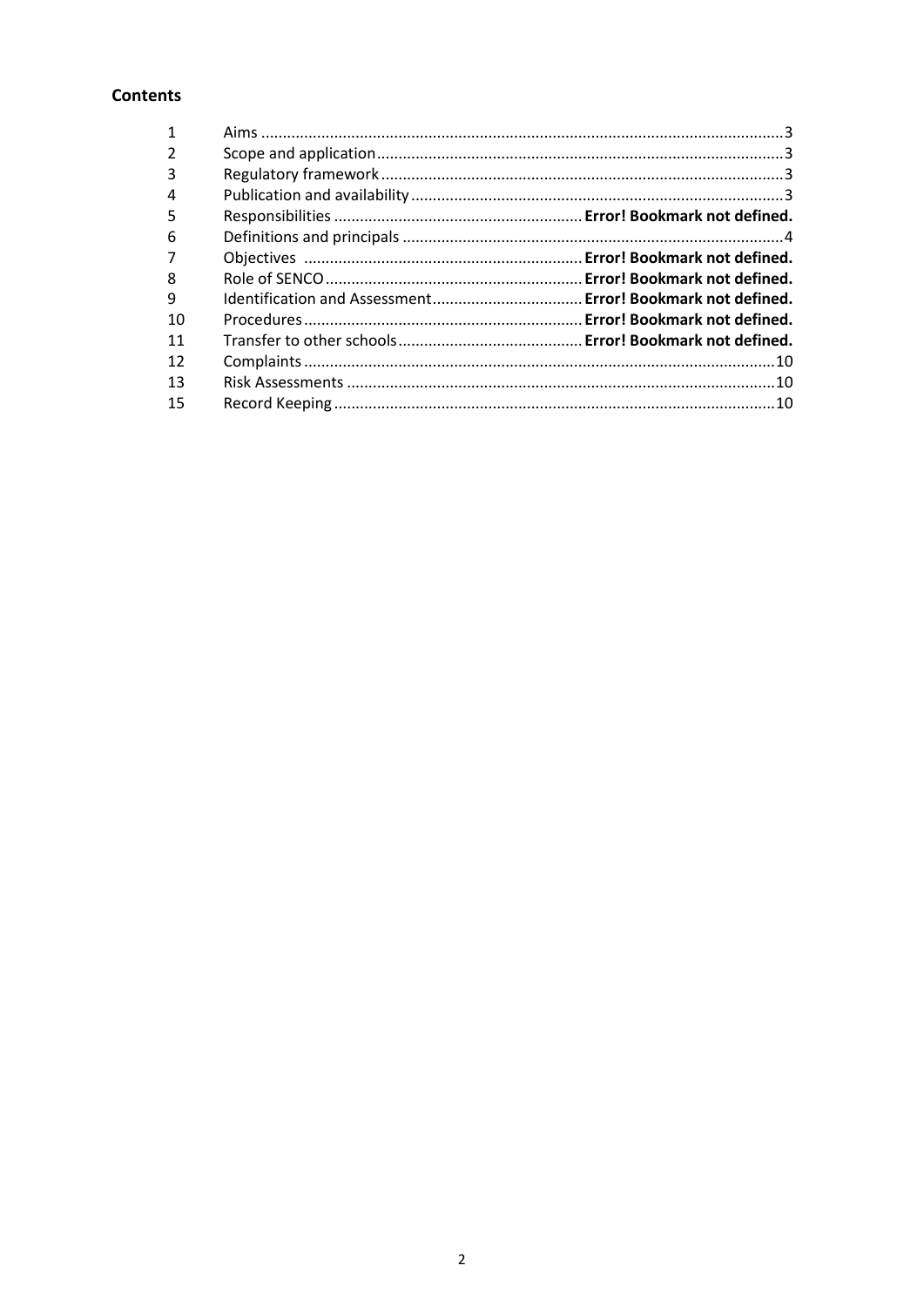## Contents

| | | |
|---|---|---|
| 1 | Aims | 3 |
| 2 | Scope and application | 3 |
| 3 | Regulatory framework | 3 |
| 4 | Publication and availability | 3 |
| 5 | Responsibilities | **Error! Bookmark not defined.** |
| 6 | Definitions and principals | 4 |
| 7 | Objectives | **Error! Bookmark not defined.** |
| 8 | Role of SENCO | **Error! Bookmark not defined.** |
| 9 | Identification and Assessment | **Error! Bookmark not defined.** |
| 10 | Procedures | **Error! Bookmark not defined.** |
| 11 | Transfer to other schools | **Error! Bookmark not defined.** |
| 12 | Complaints | 10 |
| 13 | Risk Assessments | 10 |
| 15 | Record Keeping | 10 |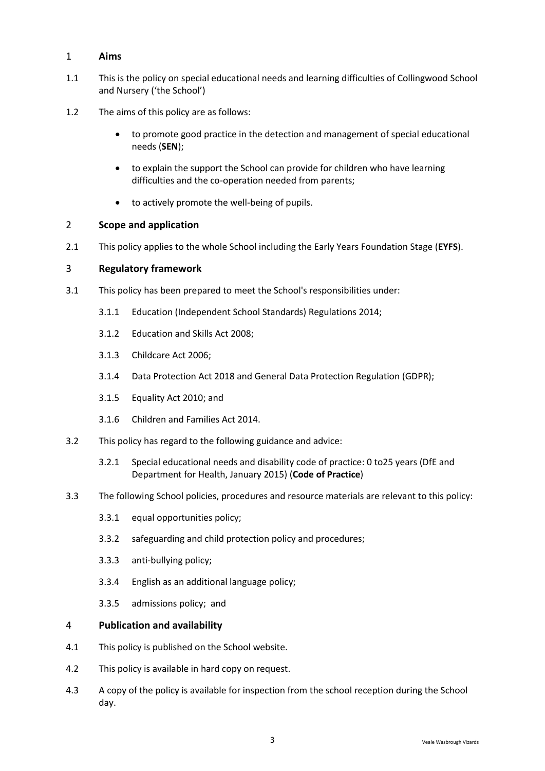## 1 Aims

1.1 This is the policy on special educational needs and learning difficulties of Collingwood School and Nursery ('the School')

1.2 The aims of this policy are as follows:

- to promote good practice in the detection and management of special educational needs (**SEN**);
- to explain the support the School can provide for children who have learning difficulties and the co-operation needed from parents;
- to actively promote the well-being of pupils.

## 2 Scope and application

2.1 This policy applies to the whole School including the Early Years Foundation Stage (**EYFS**).

## 3 Regulatory framework

3.1 This policy has been prepared to meet the School's responsibilities under:

3.1.1 Education (Independent School Standards) Regulations 2014;

3.1.2 Education and Skills Act 2008;

3.1.3 Childcare Act 2006;

3.1.4 Data Protection Act 2018 and General Data Protection Regulation (GDPR);

3.1.5 Equality Act 2010; and

3.1.6 Children and Families Act 2014.

3.2 This policy has regard to the following guidance and advice:

3.2.1 Special educational needs and disability code of practice: 0 to25 years (DfE and Department for Health, January 2015) (**Code of Practice**)

3.3 The following School policies, procedures and resource materials are relevant to this policy:

3.3.1 equal opportunities policy;

3.3.2 safeguarding and child protection policy and procedures;

3.3.3 anti-bullying policy;

3.3.4 English as an additional language policy;

3.3.5 admissions policy; and

## 4 Publication and availability

4.1 This policy is published on the School website.

4.2 This policy is available in hard copy on request.

4.3 A copy of the policy is available for inspection from the school reception during the School day.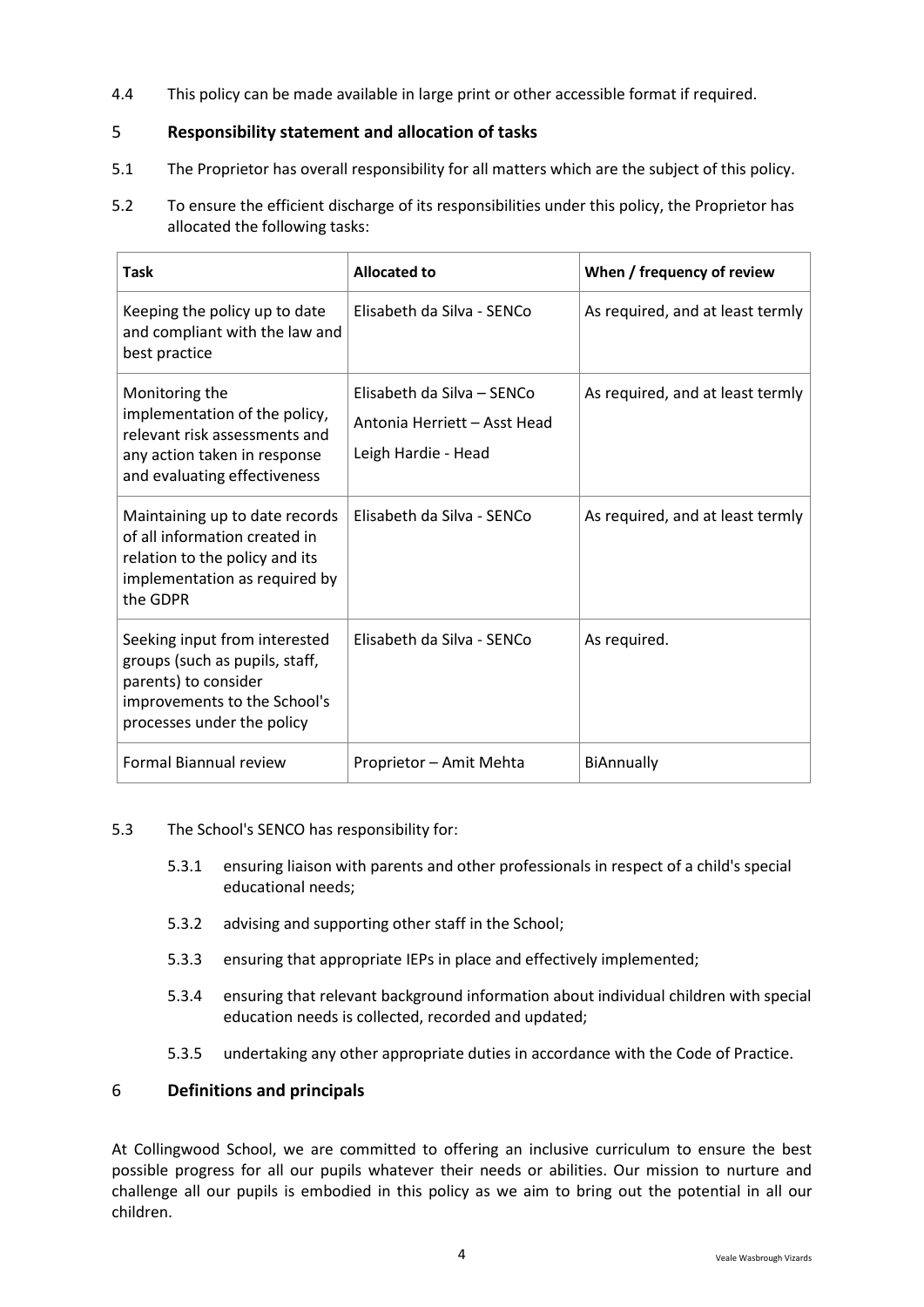4.4 This policy can be made available in large print or other accessible format if required.

## 5 Responsibility statement and allocation of tasks

5.1 The Proprietor has overall responsibility for all matters which are the subject of this policy.

5.2 To ensure the efficient discharge of its responsibilities under this policy, the Proprietor has allocated the following tasks:

| Task | Allocated to | When / frequency of review |
|---|---|---|
| Keeping the policy up to date and compliant with the law and best practice | Elisabeth da Silva - SENCo | As required, and at least termly |
| Monitoring the implementation of the policy, relevant risk assessments and any action taken in response and evaluating effectiveness | Elisabeth da Silva – SENCo<br>Antonia Herriett – Asst Head<br>Leigh Hardie - Head | As required, and at least termly |
| Maintaining up to date records of all information created in relation to the policy and its implementation as required by the GDPR | Elisabeth da Silva - SENCo | As required, and at least termly |
| Seeking input from interested groups (such as pupils, staff, parents) to consider improvements to the School's processes under the policy | Elisabeth da Silva - SENCo | As required. |
| Formal Biannual review | Proprietor – Amit Mehta | BiAnnually |

5.3 The School's SENCO has responsibility for:

5.3.1 ensuring liaison with parents and other professionals in respect of a child's special educational needs;

5.3.2 advising and supporting other staff in the School;

5.3.3 ensuring that appropriate IEPs in place and effectively implemented;

5.3.4 ensuring that relevant background information about individual children with special education needs is collected, recorded and updated;

5.3.5 undertaking any other appropriate duties in accordance with the Code of Practice.

## 6 Definitions and principals

At Collingwood School, we are committed to offering an inclusive curriculum to ensure the best possible progress for all our pupils whatever their needs or abilities. Our mission to nurture and challenge all our pupils is embodied in this policy as we aim to bring out the potential in all our children.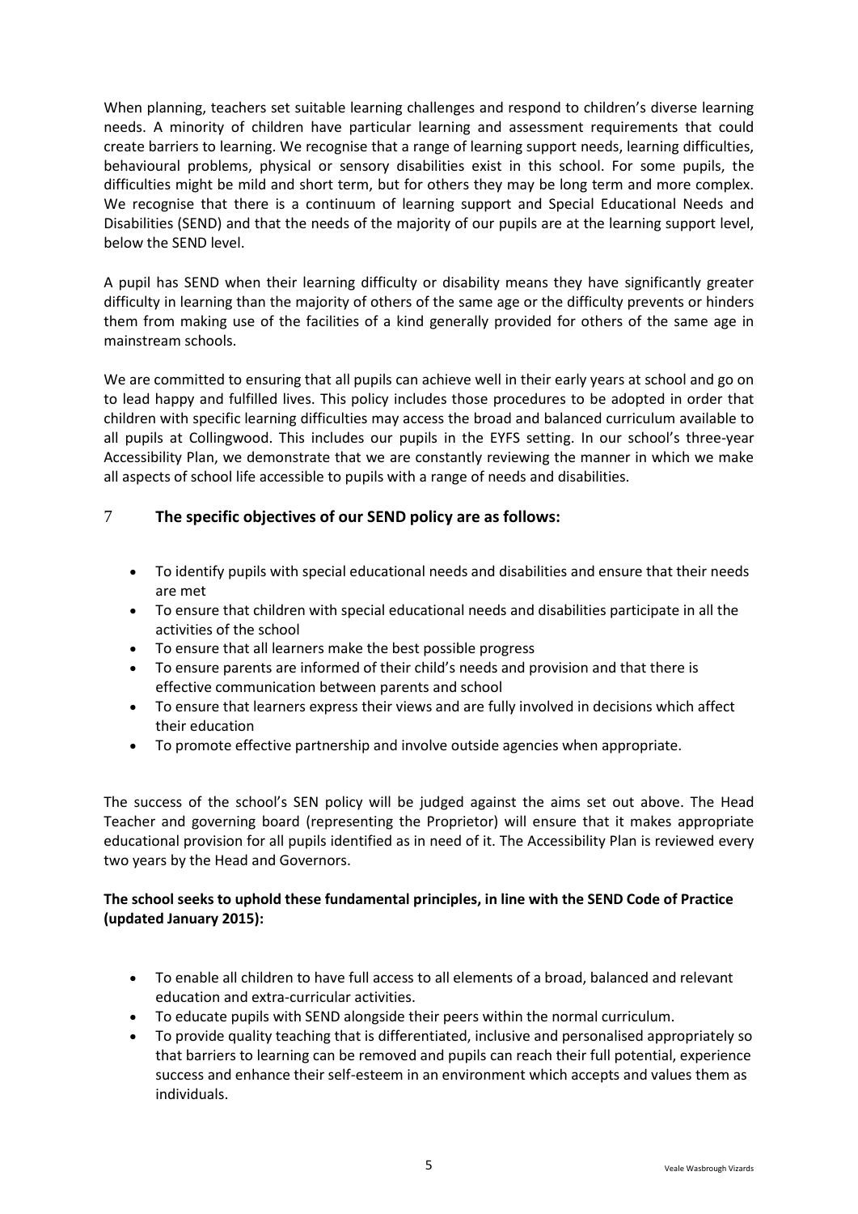When planning, teachers set suitable learning challenges and respond to children's diverse learning needs. A minority of children have particular learning and assessment requirements that could create barriers to learning. We recognise that a range of learning support needs, learning difficulties, behavioural problems, physical or sensory disabilities exist in this school. For some pupils, the difficulties might be mild and short term, but for others they may be long term and more complex. We recognise that there is a continuum of learning support and Special Educational Needs and Disabilities (SEND) and that the needs of the majority of our pupils are at the learning support level, below the SEND level.

A pupil has SEND when their learning difficulty or disability means they have significantly greater difficulty in learning than the majority of others of the same age or the difficulty prevents or hinders them from making use of the facilities of a kind generally provided for others of the same age in mainstream schools.

We are committed to ensuring that all pupils can achieve well in their early years at school and go on to lead happy and fulfilled lives. This policy includes those procedures to be adopted in order that children with specific learning difficulties may access the broad and balanced curriculum available to all pupils at Collingwood. This includes our pupils in the EYFS setting. In our school's three-year Accessibility Plan, we demonstrate that we are constantly reviewing the manner in which we make all aspects of school life accessible to pupils with a range of needs and disabilities.

## 7 The specific objectives of our SEND policy are as follows:

- To identify pupils with special educational needs and disabilities and ensure that their needs are met
- To ensure that children with special educational needs and disabilities participate in all the activities of the school
- To ensure that all learners make the best possible progress
- To ensure parents are informed of their child's needs and provision and that there is effective communication between parents and school
- To ensure that learners express their views and are fully involved in decisions which affect their education
- To promote effective partnership and involve outside agencies when appropriate.

The success of the school's SEN policy will be judged against the aims set out above. The Head Teacher and governing board (representing the Proprietor) will ensure that it makes appropriate educational provision for all pupils identified as in need of it. The Accessibility Plan is reviewed every two years by the Head and Governors.

**The school seeks to uphold these fundamental principles, in line with the SEND Code of Practice (updated January 2015):**

- To enable all children to have full access to all elements of a broad, balanced and relevant education and extra-curricular activities.
- To educate pupils with SEND alongside their peers within the normal curriculum.
- To provide quality teaching that is differentiated, inclusive and personalised appropriately so that barriers to learning can be removed and pupils can reach their full potential, experience success and enhance their self-esteem in an environment which accepts and values them as individuals.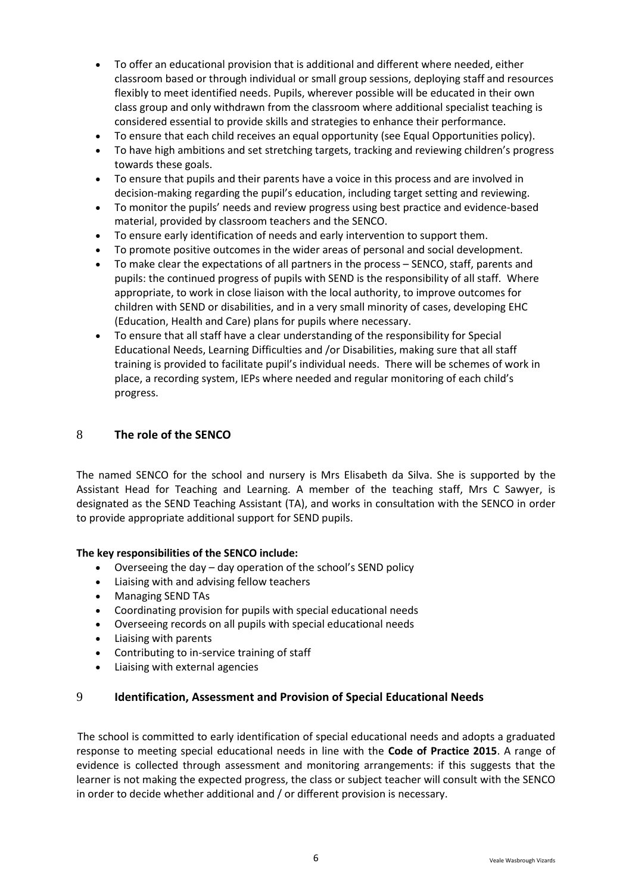- To offer an educational provision that is additional and different where needed, either classroom based or through individual or small group sessions, deploying staff and resources flexibly to meet identified needs. Pupils, wherever possible will be educated in their own class group and only withdrawn from the classroom where additional specialist teaching is considered essential to provide skills and strategies to enhance their performance.
- To ensure that each child receives an equal opportunity (see Equal Opportunities policy).
- To have high ambitions and set stretching targets, tracking and reviewing children's progress towards these goals.
- To ensure that pupils and their parents have a voice in this process and are involved in decision-making regarding the pupil's education, including target setting and reviewing.
- To monitor the pupils' needs and review progress using best practice and evidence-based material, provided by classroom teachers and the SENCO.
- To ensure early identification of needs and early intervention to support them.
- To promote positive outcomes in the wider areas of personal and social development.
- To make clear the expectations of all partners in the process – SENCO, staff, parents and pupils: the continued progress of pupils with SEND is the responsibility of all staff. Where appropriate, to work in close liaison with the local authority, to improve outcomes for children with SEND or disabilities, and in a very small minority of cases, developing EHC (Education, Health and Care) plans for pupils where necessary.
- To ensure that all staff have a clear understanding of the responsibility for Special Educational Needs, Learning Difficulties and /or Disabilities, making sure that all staff training is provided to facilitate pupil's individual needs. There will be schemes of work in place, a recording system, IEPs where needed and regular monitoring of each child's progress.

## 8 The role of the SENCO

The named SENCO for the school and nursery is Mrs Elisabeth da Silva. She is supported by the Assistant Head for Teaching and Learning. A member of the teaching staff, Mrs C Sawyer, is designated as the SEND Teaching Assistant (TA), and works in consultation with the SENCO in order to provide appropriate additional support for SEND pupils.

**The key responsibilities of the SENCO include:**

- Overseeing the day – day operation of the school's SEND policy
- Liaising with and advising fellow teachers
- Managing SEND TAs
- Coordinating provision for pupils with special educational needs
- Overseeing records on all pupils with special educational needs
- Liaising with parents
- Contributing to in-service training of staff
- Liaising with external agencies

## 9 Identification, Assessment and Provision of Special Educational Needs

The school is committed to early identification of special educational needs and adopts a graduated response to meeting special educational needs in line with the **Code of Practice 2015**. A range of evidence is collected through assessment and monitoring arrangements: if this suggests that the learner is not making the expected progress, the class or subject teacher will consult with the SENCO in order to decide whether additional and / or different provision is necessary.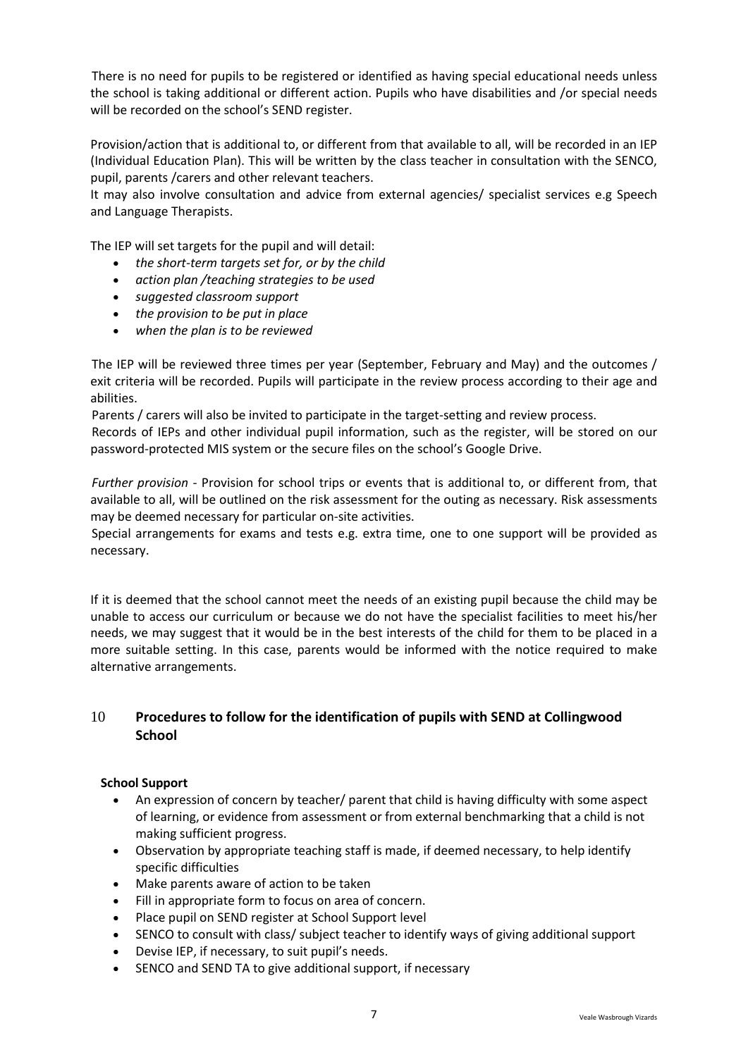There is no need for pupils to be registered or identified as having special educational needs unless the school is taking additional or different action. Pupils who have disabilities and /or special needs will be recorded on the school's SEND register.

Provision/action that is additional to, or different from that available to all, will be recorded in an IEP (Individual Education Plan). This will be written by the class teacher in consultation with the SENCO, pupil, parents /carers and other relevant teachers.

It may also involve consultation and advice from external agencies/ specialist services e.g Speech and Language Therapists.

The IEP will set targets for the pupil and will detail:

- *the short-term targets set for, or by the child*
- *action plan /teaching strategies to be used*
- *suggested classroom support*
- *the provision to be put in place*
- *when the plan is to be reviewed*

The IEP will be reviewed three times per year (September, February and May) and the outcomes / exit criteria will be recorded. Pupils will participate in the review process according to their age and abilities.

Parents / carers will also be invited to participate in the target-setting and review process.

Records of IEPs and other individual pupil information, such as the register, will be stored on our password-protected MIS system or the secure files on the school's Google Drive.

*Further provision* - Provision for school trips or events that is additional to, or different from, that available to all, will be outlined on the risk assessment for the outing as necessary. Risk assessments may be deemed necessary for particular on-site activities.

Special arrangements for exams and tests e.g. extra time, one to one support will be provided as necessary.

If it is deemed that the school cannot meet the needs of an existing pupil because the child may be unable to access our curriculum or because we do not have the specialist facilities to meet his/her needs, we may suggest that it would be in the best interests of the child for them to be placed in a more suitable setting. In this case, parents would be informed with the notice required to make alternative arrangements.

## 10 Procedures to follow for the identification of pupils with SEND at Collingwood School

**School Support**

- An expression of concern by teacher/ parent that child is having difficulty with some aspect of learning, or evidence from assessment or from external benchmarking that a child is not making sufficient progress.
- Observation by appropriate teaching staff is made, if deemed necessary, to help identify specific difficulties
- Make parents aware of action to be taken
- Fill in appropriate form to focus on area of concern.
- Place pupil on SEND register at School Support level
- SENCO to consult with class/ subject teacher to identify ways of giving additional support
- Devise IEP, if necessary, to suit pupil's needs.
- SENCO and SEND TA to give additional support, if necessary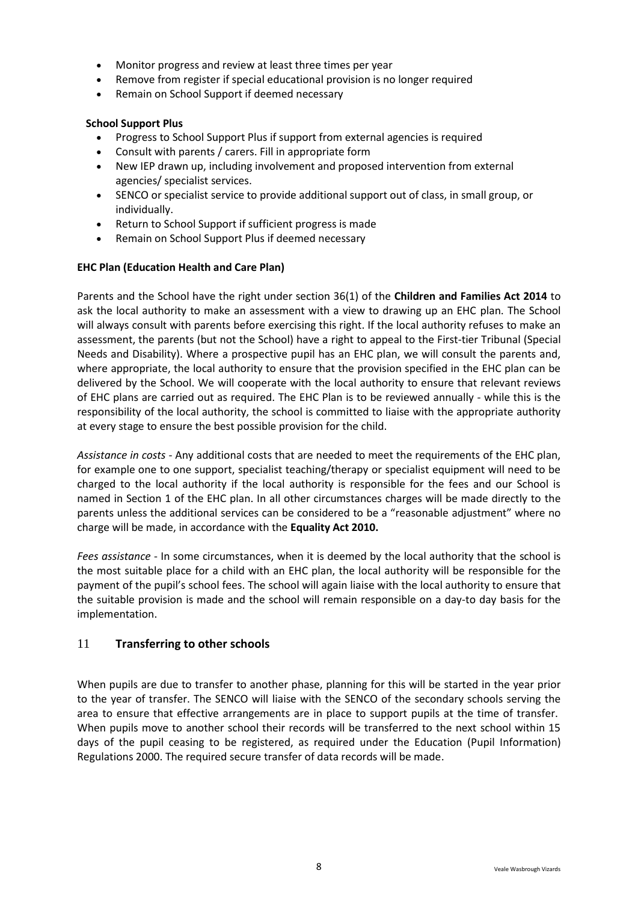- Monitor progress and review at least three times per year
- Remove from register if special educational provision is no longer required
- Remain on School Support if deemed necessary

**School Support Plus**

- Progress to School Support Plus if support from external agencies is required
- Consult with parents / carers. Fill in appropriate form
- New IEP drawn up, including involvement and proposed intervention from external agencies/ specialist services.
- SENCO or specialist service to provide additional support out of class, in small group, or individually.
- Return to School Support if sufficient progress is made
- Remain on School Support Plus if deemed necessary

**EHC Plan (Education Health and Care Plan)**

Parents and the School have the right under section 36(1) of the **Children and Families Act 2014** to ask the local authority to make an assessment with a view to drawing up an EHC plan. The School will always consult with parents before exercising this right. If the local authority refuses to make an assessment, the parents (but not the School) have a right to appeal to the First-tier Tribunal (Special Needs and Disability). Where a prospective pupil has an EHC plan, we will consult the parents and, where appropriate, the local authority to ensure that the provision specified in the EHC plan can be delivered by the School. We will cooperate with the local authority to ensure that relevant reviews of EHC plans are carried out as required. The EHC Plan is to be reviewed annually - while this is the responsibility of the local authority, the school is committed to liaise with the appropriate authority at every stage to ensure the best possible provision for the child.

*Assistance in costs* - Any additional costs that are needed to meet the requirements of the EHC plan, for example one to one support, specialist teaching/therapy or specialist equipment will need to be charged to the local authority if the local authority is responsible for the fees and our School is named in Section 1 of the EHC plan. In all other circumstances charges will be made directly to the parents unless the additional services can be considered to be a "reasonable adjustment" where no charge will be made, in accordance with the **Equality Act 2010.**

*Fees assistance* - In some circumstances, when it is deemed by the local authority that the school is the most suitable place for a child with an EHC plan, the local authority will be responsible for the payment of the pupil's school fees. The school will again liaise with the local authority to ensure that the suitable provision is made and the school will remain responsible on a day-to day basis for the implementation.

## 11 Transferring to other schools

When pupils are due to transfer to another phase, planning for this will be started in the year prior to the year of transfer. The SENCO will liaise with the SENCO of the secondary schools serving the area to ensure that effective arrangements are in place to support pupils at the time of transfer. When pupils move to another school their records will be transferred to the next school within 15 days of the pupil ceasing to be registered, as required under the Education (Pupil Information) Regulations 2000. The required secure transfer of data records will be made.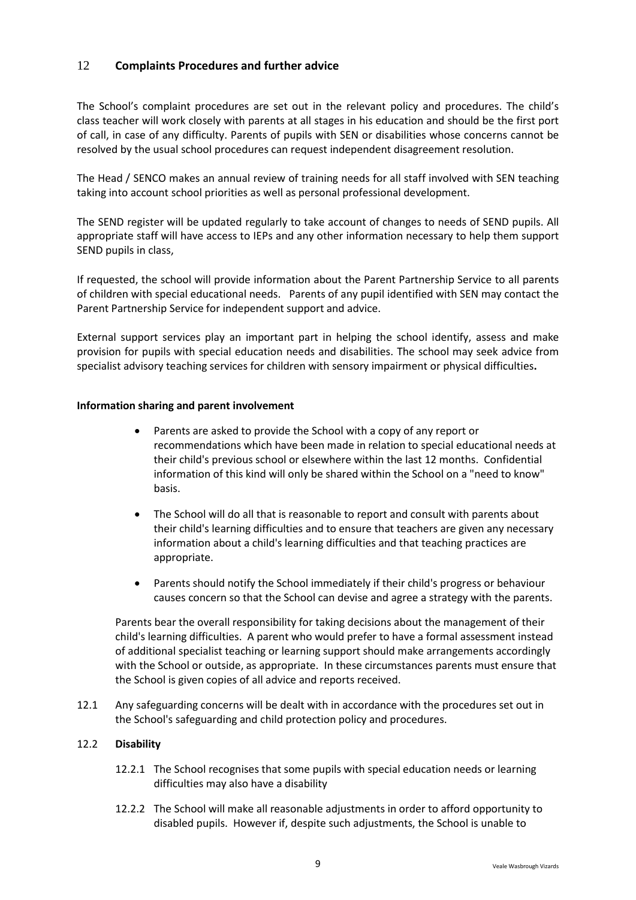## 12 **Complaints Procedures and further advice**

The School's complaint procedures are set out in the relevant policy and procedures. The child's class teacher will work closely with parents at all stages in his education and should be the first port of call, in case of any difficulty. Parents of pupils with SEN or disabilities whose concerns cannot be resolved by the usual school procedures can request independent disagreement resolution.

The Head / SENCO makes an annual review of training needs for all staff involved with SEN teaching taking into account school priorities as well as personal professional development.

The SEND register will be updated regularly to take account of changes to needs of SEND pupils. All appropriate staff will have access to IEPs and any other information necessary to help them support SEND pupils in class,

If requested, the school will provide information about the Parent Partnership Service to all parents of children with special educational needs. Parents of any pupil identified with SEN may contact the Parent Partnership Service for independent support and advice.

External support services play an important part in helping the school identify, assess and make provision for pupils with special education needs and disabilities. The school may seek advice from specialist advisory teaching services for children with sensory impairment or physical difficulties**.**

**Information sharing and parent involvement**

- Parents are asked to provide the School with a copy of any report or recommendations which have been made in relation to special educational needs at their child's previous school or elsewhere within the last 12 months. Confidential information of this kind will only be shared within the School on a "need to know" basis.
- The School will do all that is reasonable to report and consult with parents about their child's learning difficulties and to ensure that teachers are given any necessary information about a child's learning difficulties and that teaching practices are appropriate.
- Parents should notify the School immediately if their child's progress or behaviour causes concern so that the School can devise and agree a strategy with the parents.

Parents bear the overall responsibility for taking decisions about the management of their child's learning difficulties. A parent who would prefer to have a formal assessment instead of additional specialist teaching or learning support should make arrangements accordingly with the School or outside, as appropriate. In these circumstances parents must ensure that the School is given copies of all advice and reports received.

12.1 Any safeguarding concerns will be dealt with in accordance with the procedures set out in the School's safeguarding and child protection policy and procedures.

12.2 **Disability**

12.2.1 The School recognises that some pupils with special education needs or learning difficulties may also have a disability

12.2.2 The School will make all reasonable adjustments in order to afford opportunity to disabled pupils. However if, despite such adjustments, the School is unable to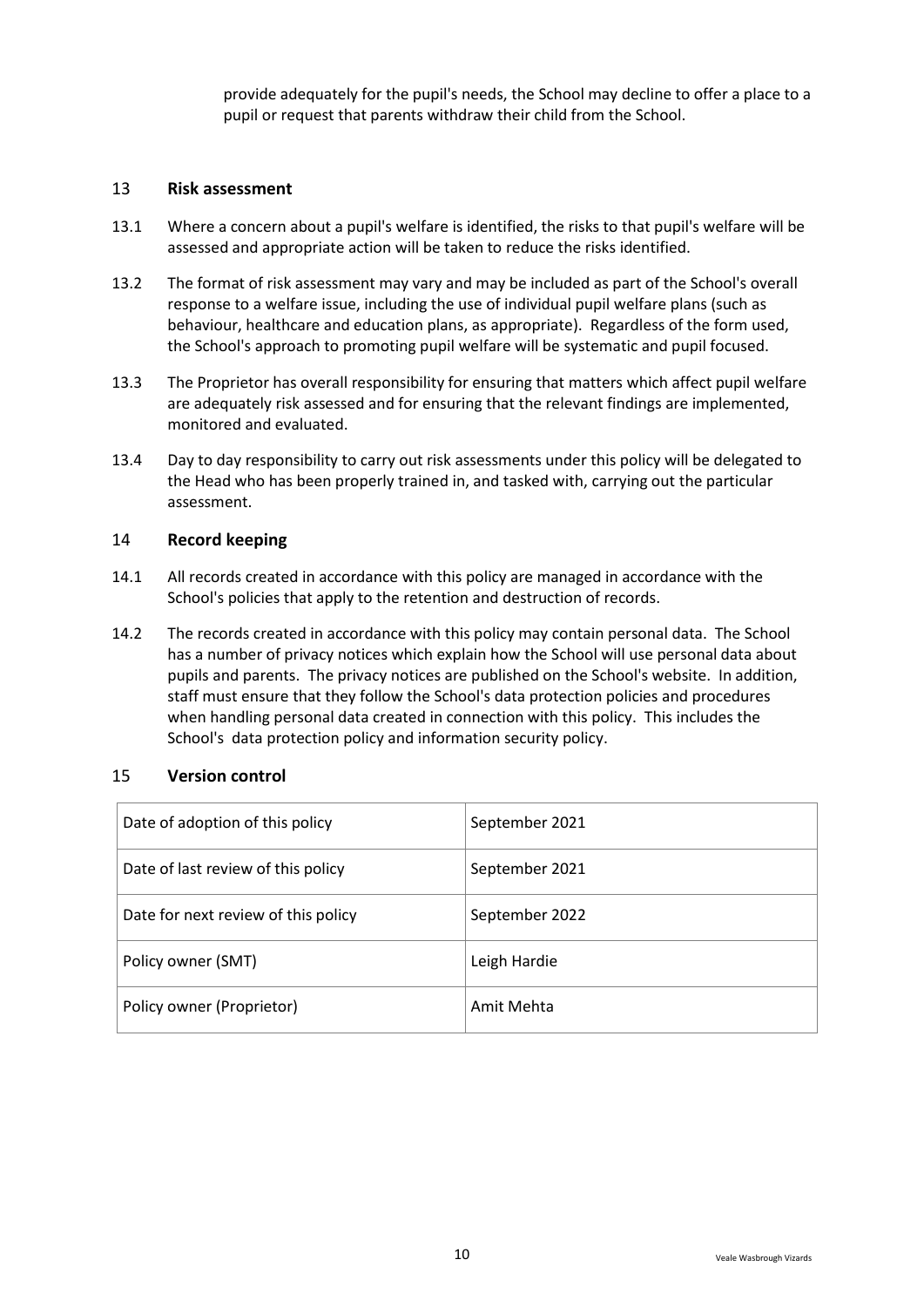provide adequately for the pupil's needs, the School may decline to offer a place to a pupil or request that parents withdraw their child from the School.

## 13 Risk assessment

13.1 Where a concern about a pupil's welfare is identified, the risks to that pupil's welfare will be assessed and appropriate action will be taken to reduce the risks identified.

13.2 The format of risk assessment may vary and may be included as part of the School's overall response to a welfare issue, including the use of individual pupil welfare plans (such as behaviour, healthcare and education plans, as appropriate). Regardless of the form used, the School's approach to promoting pupil welfare will be systematic and pupil focused.

13.3 The Proprietor has overall responsibility for ensuring that matters which affect pupil welfare are adequately risk assessed and for ensuring that the relevant findings are implemented, monitored and evaluated.

13.4 Day to day responsibility to carry out risk assessments under this policy will be delegated to the Head who has been properly trained in, and tasked with, carrying out the particular assessment.

## 14 Record keeping

14.1 All records created in accordance with this policy are managed in accordance with the School's policies that apply to the retention and destruction of records.

14.2 The records created in accordance with this policy may contain personal data. The School has a number of privacy notices which explain how the School will use personal data about pupils and parents. The privacy notices are published on the School's website. In addition, staff must ensure that they follow the School's data protection policies and procedures when handling personal data created in connection with this policy. This includes the School's data protection policy and information security policy.

## 15 Version control

| | |
|---|---|
| Date of adoption of this policy | September 2021 |
| Date of last review of this policy | September 2021 |
| Date for next review of this policy | September 2022 |
| Policy owner (SMT) | Leigh Hardie |
| Policy owner (Proprietor) | Amit Mehta |